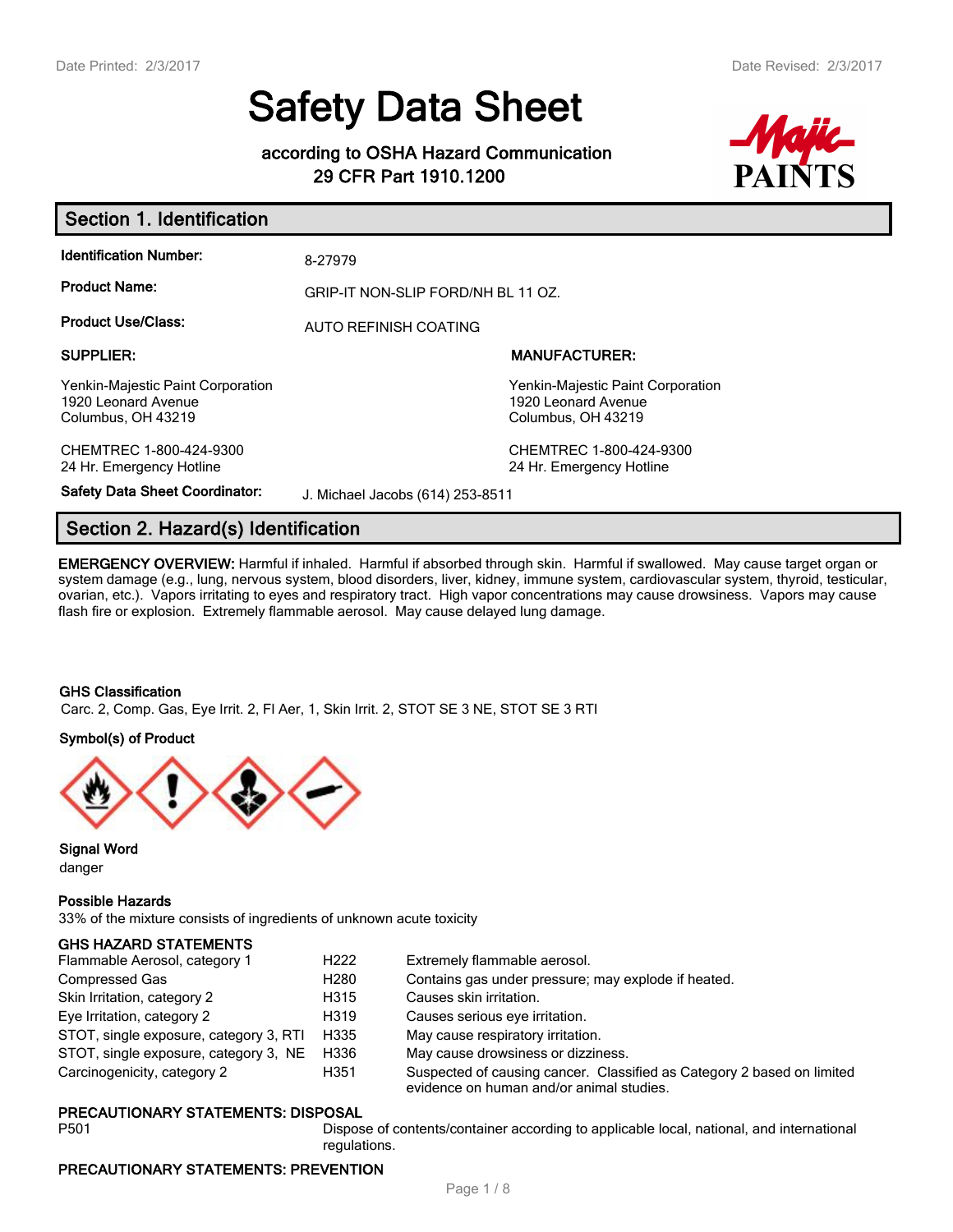Date Printed: 2/3/2017 Date Revised: 2/3/2017

# Safety Data Sheet

**according to OSHA Hazard Communication 29 CFR Part 1910.1200**

## Section 1. Identification

**Identification Number:** 8-27979

**Product Name:** GRIP-IT NON-SLIP FORD/NH BL 11 OZ.

**Product Use/Class:** AUTO REFINISH COATING

| SUPPLIER: | MANUFACTURER: |
|---|---|
| Yenkin-Majestic Paint Corporation<br>1920 Leonard Avenue<br>Columbus, OH 43219 | Yenkin-Majestic Paint Corporation<br>1920 Leonard Avenue<br>Columbus, OH 43219 |
| CHEMTREC 1-800-424-9300<br>24 Hr. Emergency Hotline | CHEMTREC 1-800-424-9300<br>24 Hr. Emergency Hotline |

**Safety Data Sheet Coordinator:** J. Michael Jacobs (614) 253-8511

## Section 2. Hazard(s) Identification

**EMERGENCY OVERVIEW:** Harmful if inhaled. Harmful if absorbed through skin. Harmful if swallowed. May cause target organ or system damage (e.g., lung, nervous system, blood disorders, liver, kidney, immune system, cardiovascular system, thyroid, testicular, ovarian, etc.). Vapors irritating to eyes and respiratory tract. High vapor concentrations may cause drowsiness. Vapors may cause flash fire or explosion. Extremely flammable aerosol. May cause delayed lung damage.

**GHS Classification**

Carc. 2, Comp. Gas, Eye Irrit. 2, Fl Aer, 1, Skin Irrit. 2, STOT SE 3 NE, STOT SE 3 RTI

**Symbol(s) of Product**

**Signal Word**

danger

**Possible Hazards**

33% of the mixture consists of ingredients of unknown acute toxicity

**GHS HAZARD STATEMENTS**

| | | |
|---|---|---|
| Flammable Aerosol, category 1 | H222 | Extremely flammable aerosol. |
| Compressed Gas | H280 | Contains gas under pressure; may explode if heated. |
| Skin Irritation, category 2 | H315 | Causes skin irritation. |
| Eye Irritation, category 2 | H319 | Causes serious eye irritation. |
| STOT, single exposure, category 3, RTI | H335 | May cause respiratory irritation. |
| STOT, single exposure, category 3, NE | H336 | May cause drowsiness or dizziness. |
| Carcinogenicity, category 2 | H351 | Suspected of causing cancer. Classified as Category 2 based on limited evidence on human and/or animal studies. |

**PRECAUTIONARY STATEMENTS: DISPOSAL**

| | |
|---|---|
| P501 | Dispose of contents/container according to applicable local, national, and international regulations. |

**PRECAUTIONARY STATEMENTS: PREVENTION**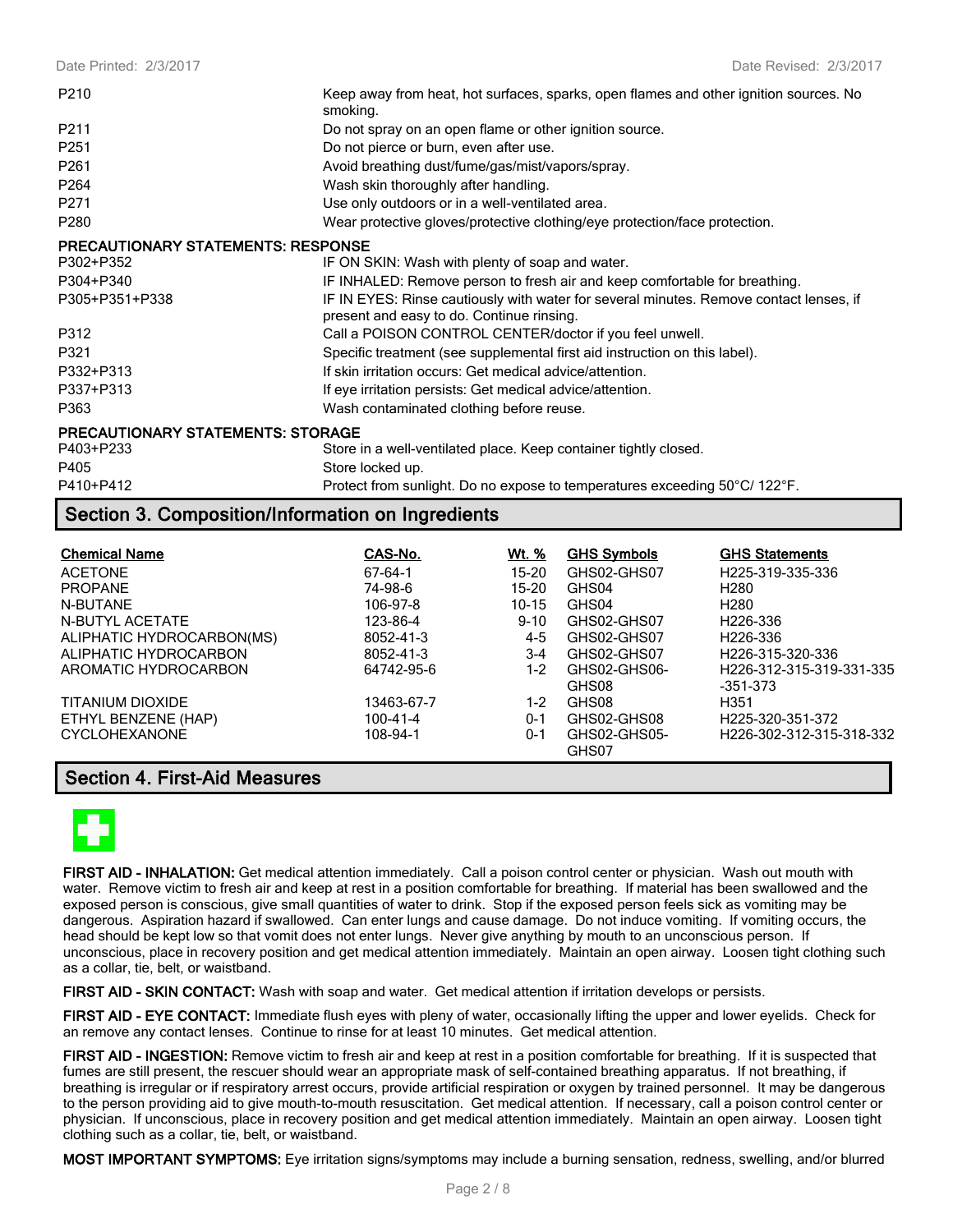| | |
|---|---|
| P210 | Keep away from heat, hot surfaces, sparks, open flames and other ignition sources. No smoking. |
| P211 | Do not spray on an open flame or other ignition source. |
| P251 | Do not pierce or burn, even after use. |
| P261 | Avoid breathing dust/fume/gas/mist/vapors/spray. |
| P264 | Wash skin thoroughly after handling. |
| P271 | Use only outdoors or in a well-ventilated area. |
| P280 | Wear protective gloves/protective clothing/eye protection/face protection. |

**PRECAUTIONARY STATEMENTS: RESPONSE**

| | |
|---|---|
| P302+P352 | IF ON SKIN: Wash with plenty of soap and water. |
| P304+P340 | IF INHALED: Remove person to fresh air and keep comfortable for breathing. |
| P305+P351+P338 | IF IN EYES: Rinse cautiously with water for several minutes. Remove contact lenses, if present and easy to do. Continue rinsing. |
| P312 | Call a POISON CONTROL CENTER/doctor if you feel unwell. |
| P321 | Specific treatment (see supplemental first aid instruction on this label). |
| P332+P313 | If skin irritation occurs: Get medical advice/attention. |
| P337+P313 | If eye irritation persists: Get medical advice/attention. |
| P363 | Wash contaminated clothing before reuse. |

**PRECAUTIONARY STATEMENTS: STORAGE**

| | |
|---|---|
| P403+P233 | Store in a well-ventilated place. Keep container tightly closed. |
| P405 | Store locked up. |
| P410+P412 | Protect from sunlight. Do no expose to temperatures exceeding 50°C/ 122°F. |

## Section 3. Composition/Information on Ingredients

| Chemical Name | CAS-No. | Wt. % | GHS Symbols | GHS Statements |
|---|---|---|---|---|
| ACETONE | 67-64-1 | 15-20 | GHS02-GHS07 | H225-319-335-336 |
| PROPANE | 74-98-6 | 15-20 | GHS04 | H280 |
| N-BUTANE | 106-97-8 | 10-15 | GHS04 | H280 |
| N-BUTYL ACETATE | 123-86-4 | 9-10 | GHS02-GHS07 | H226-336 |
| ALIPHATIC HYDROCARBON(MS) | 8052-41-3 | 4-5 | GHS02-GHS07 | H226-336 |
| ALIPHATIC HYDROCARBON | 8052-41-3 | 3-4 | GHS02-GHS07 | H226-315-320-336 |
| AROMATIC HYDROCARBON | 64742-95-6 | 1-2 | GHS02-GHS06-GHS08 | H226-312-315-319-331-335-351-373 |
| TITANIUM DIOXIDE | 13463-67-7 | 1-2 | GHS08 | H351 |
| ETHYL BENZENE (HAP) | 100-41-4 | 0-1 | GHS02-GHS08 | H225-320-351-372 |
| CYCLOHEXANONE | 108-94-1 | 0-1 | GHS02-GHS05-GHS07 | H226-302-312-315-318-332 |

## Section 4. First-Aid Measures

**FIRST AID - INHALATION:** Get medical attention immediately. Call a poison control center or physician. Wash out mouth with water. Remove victim to fresh air and keep at rest in a position comfortable for breathing. If material has been swallowed and the exposed person is conscious, give small quantities of water to drink. Stop if the exposed person feels sick as vomiting may be dangerous. Aspiration hazard if swallowed. Can enter lungs and cause damage. Do not induce vomiting. If vomiting occurs, the head should be kept low so that vomit does not enter lungs. Never give anything by mouth to an unconscious person. If unconscious, place in recovery position and get medical attention immediately. Maintain an open airway. Loosen tight clothing such as a collar, tie, belt, or waistband.

**FIRST AID - SKIN CONTACT:** Wash with soap and water. Get medical attention if irritation develops or persists.

**FIRST AID - EYE CONTACT:** Immediate flush eyes with pleny of water, occasionally lifting the upper and lower eyelids. Check for an remove any contact lenses. Continue to rinse for at least 10 minutes. Get medical attention.

**FIRST AID - INGESTION:** Remove victim to fresh air and keep at rest in a position comfortable for breathing. If it is suspected that fumes are still present, the rescuer should wear an appropriate mask of self-contained breathing apparatus. If not breathing, if breathing is irregular or if respiratory arrest occurs, provide artificial respiration or oxygen by trained personnel. It may be dangerous to the person providing aid to give mouth-to-mouth resuscitation. Get medical attention. If necessary, call a poison control center or physician. If unconscious, place in recovery position and get medical attention immediately. Maintain an open airway. Loosen tight clothing such as a collar, tie, belt, or waistband.

**MOST IMPORTANT SYMPTOMS:** Eye irritation signs/symptoms may include a burning sensation, redness, swelling, and/or blurred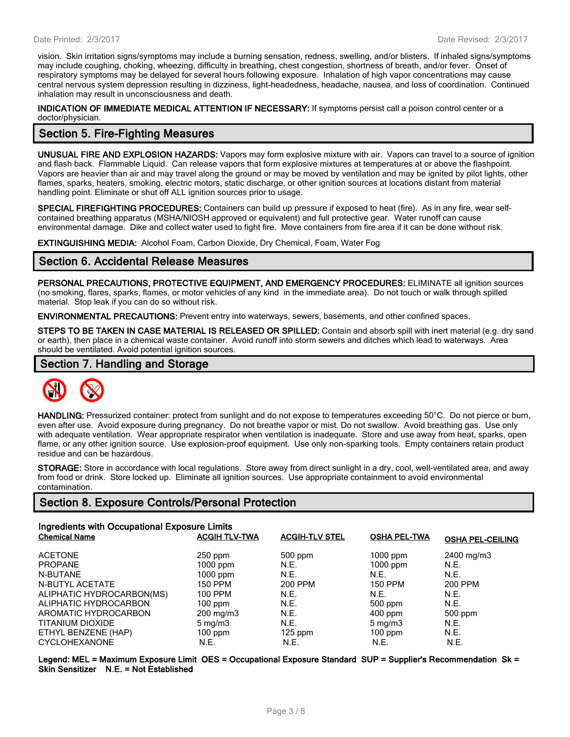vision. Skin irritation signs/symptoms may include a burning sensation, redness, swelling, and/or blisters. If inhaled signs/symptoms may include coughing, choking, wheezing, difficulty in breathing, chest congestion, shortness of breath, and/or fever. Onset of respiratory symptoms may be delayed for several hours following exposure. Inhalation of high vapor concentrations may cause central nervous system depression resulting in dizziness, light-headedness, headache, nausea, and loss of coordination. Continued inhalation may result in unconsciousness and death.

**INDICATION OF IMMEDIATE MEDICAL ATTENTION IF NECESSARY:** If symptoms persist call a poison control center or a doctor/physician.

## Section 5. Fire-Fighting Measures

**UNUSUAL FIRE AND EXPLOSION HAZARDS:** Vapors may form explosive mixture with air. Vapors can travel to a source of ignition and flash back. Flammable Liquid. Can release vapors that form explosive mixtures at temperatures at or above the flashpoint. Vapors are heavier than air and may travel along the ground or may be moved by ventilation and may be ignited by pilot lights, other flames, sparks, heaters, smoking, electric motors, static discharge, or other ignition sources at locations distant from material handling point. Eliminate or shut off ALL ignition sources prior to usage.

**SPECIAL FIREFIGHTING PROCEDURES:** Containers can build up pressure if exposed to heat (fire). As in any fire, wear self-contained breathing apparatus (MSHA/NIOSH approved or equivalent) and full protective gear. Water runoff can cause environmental damage. Dike and collect water used to fight fire. Move containers from fire area if it can be done without risk.

**EXTINGUISHING MEDIA:** Alcohol Foam, Carbon Dioxide, Dry Chemical, Foam, Water Fog

## Section 6. Accidental Release Measures

**PERSONAL PRECAUTIONS, PROTECTIVE EQUIPMENT, AND EMERGENCY PROCEDURES:** ELIMINATE all ignition sources (no smoking, flares, sparks, flames, or motor vehicles of any kind in the immediate area). Do not touch or walk through spilled material. Stop leak if you can do so without risk.

**ENVIRONMENTAL PRECAUTIONS:** Prevent entry into waterways, sewers, basements, and other confined spaces.

**STEPS TO BE TAKEN IN CASE MATERIAL IS RELEASED OR SPILLED:** Contain and absorb spill with inert material (e.g. dry sand or earth), then place in a chemical waste container. Avoid runoff into storm sewers and ditches which lead to waterways. Area should be ventilated. Avoid potential ignition sources.

## Section 7. Handling and Storage

**HANDLING:** Pressurized container: protect from sunlight and do not expose to temperatures exceeding 50°C. Do not pierce or burn, even after use. Avoid exposure during pregnancy. Do not breathe vapor or mist. Do not swallow. Avoid breathing gas. Use only with adequate ventilation. Wear appropriate respirator when ventilation is inadequate. Store and use away from heat, sparks, open flame, or any other ignition source. Use explosion-proof equipment. Use only non-sparking tools. Empty containers retain product residue and can be hazardous.

**STORAGE:** Store in accordance with local regulations. Store away from direct sunlight in a dry, cool, well-ventilated area, and away from food or drink. Store locked up. Eliminate all ignition sources. Use appropriate containment to avoid environmental contamination.

## Section 8. Exposure Controls/Personal Protection

**Ingredients with Occupational Exposure Limits**

| Chemical Name | ACGIH TLV-TWA | ACGIH-TLV STEL | OSHA PEL-TWA | OSHA PEL-CEILING |
|---|---|---|---|---|
| ACETONE | 250 ppm | 500 ppm | 1000 ppm | 2400 mg/m3 |
| PROPANE | 1000 ppm | N.E. | 1000 ppm | N.E. |
| N-BUTANE | 1000 ppm | N.E. | N.E. | N.E. |
| N-BUTYL ACETATE | 150 PPM | 200 PPM | 150 PPM | 200 PPM |
| ALIPHATIC HYDROCARBON(MS) | 100 PPM | N.E. | N.E. | N.E. |
| ALIPHATIC HYDROCARBON | 100 ppm | N.E. | 500 ppm | N.E. |
| AROMATIC HYDROCARBON | 200 mg/m3 | N.E. | 400 ppm | 500 ppm |
| TITANIUM DIOXIDE | 5 mg/m3 | N.E. | 5 mg/m3 | N.E. |
| ETHYL BENZENE (HAP) | 100 ppm | 125 ppm | 100 ppm | N.E. |
| CYCLOHEXANONE | N.E. | N.E. | N.E. | N.E. |

**Legend: MEL = Maximum Exposure Limit OES = Occupational Exposure Standard SUP = Supplier's Recommendation Sk = Skin Sensitizer N.E. = Not Established**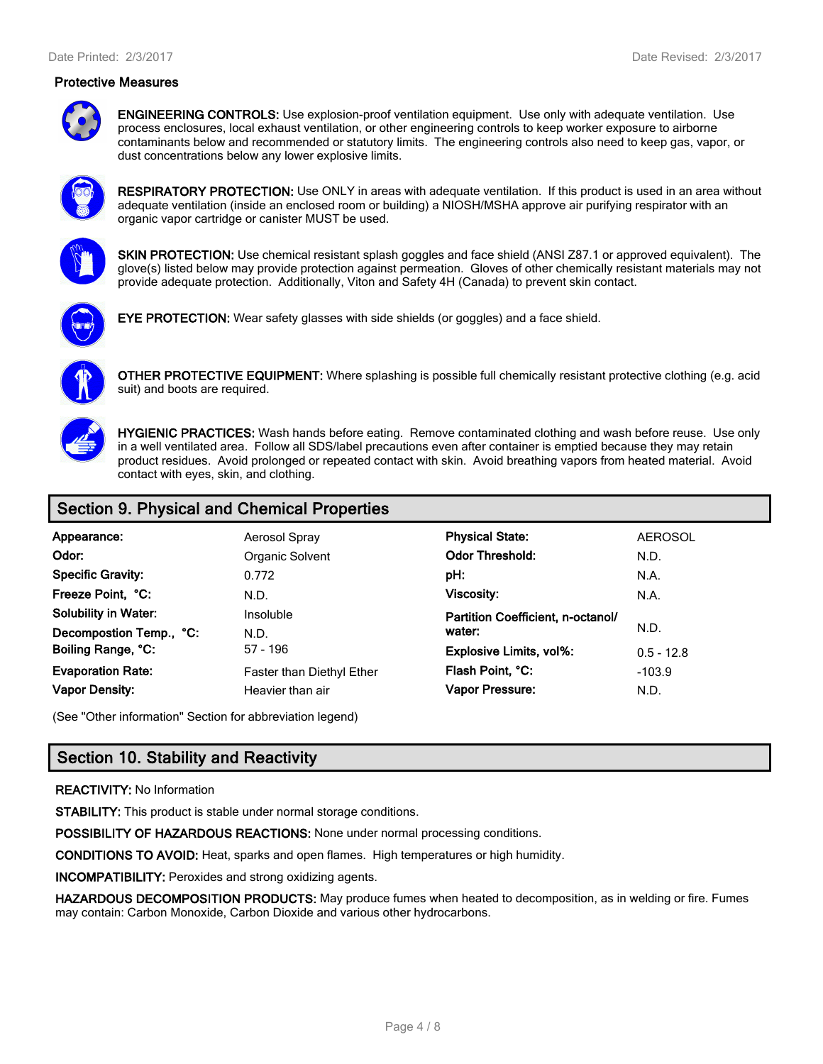### Protective Measures

**ENGINEERING CONTROLS:** Use explosion-proof ventilation equipment. Use only with adequate ventilation. Use process enclosures, local exhaust ventilation, or other engineering controls to keep worker exposure to airborne contaminants below and recommended or statutory limits. The engineering controls also need to keep gas, vapor, or dust concentrations below any lower explosive limits.

**RESPIRATORY PROTECTION:** Use ONLY in areas with adequate ventilation. If this product is used in an area without adequate ventilation (inside an enclosed room or building) a NIOSH/MSHA approve air purifying respirator with an organic vapor cartridge or canister MUST be used.

**SKIN PROTECTION:** Use chemical resistant splash goggles and face shield (ANSI Z87.1 or approved equivalent). The glove(s) listed below may provide protection against permeation. Gloves of other chemically resistant materials may not provide adequate protection. Additionally, Viton and Safety 4H (Canada) to prevent skin contact.

**EYE PROTECTION:** Wear safety glasses with side shields (or goggles) and a face shield.

**OTHER PROTECTIVE EQUIPMENT:** Where splashing is possible full chemically resistant protective clothing (e.g. acid suit) and boots are required.

**HYGIENIC PRACTICES:** Wash hands before eating. Remove contaminated clothing and wash before reuse. Use only in a well ventilated area. Follow all SDS/label precautions even after container is emptied because they may retain product residues. Avoid prolonged or repeated contact with skin. Avoid breathing vapors from heated material. Avoid contact with eyes, skin, and clothing.

## Section 9. Physical and Chemical Properties

| | | | |
|---|---|---|---|
| **Appearance:** | Aerosol Spray | **Physical State:** | AEROSOL |
| **Odor:** | Organic Solvent | **Odor Threshold:** | N.D. |
| **Specific Gravity:** | 0.772 | **pH:** | N.A. |
| **Freeze Point, °C:** | N.D. | **Viscosity:** | N.A. |
| **Solubility in Water:** | Insoluble | **Partition Coefficient, n-octanol/ water:** | N.D. |
| **Decompostion Temp., °C:** | N.D. | | |
| **Boiling Range, °C:** | 57 - 196 | **Explosive Limits, vol%:** | 0.5 - 12.8 |
| **Evaporation Rate:** | Faster than Diethyl Ether | **Flash Point, °C:** | -103.9 |
| **Vapor Density:** | Heavier than air | **Vapor Pressure:** | N.D. |

(See "Other information" Section for abbreviation legend)

## Section 10. Stability and Reactivity

**REACTIVITY:** No Information

**STABILITY:** This product is stable under normal storage conditions.

**POSSIBILITY OF HAZARDOUS REACTIONS:** None under normal processing conditions.

**CONDITIONS TO AVOID:** Heat, sparks and open flames. High temperatures or high humidity.

**INCOMPATIBILITY:** Peroxides and strong oxidizing agents.

**HAZARDOUS DECOMPOSITION PRODUCTS:** May produce fumes when heated to decomposition, as in welding or fire. Fumes may contain: Carbon Monoxide, Carbon Dioxide and various other hydrocarbons.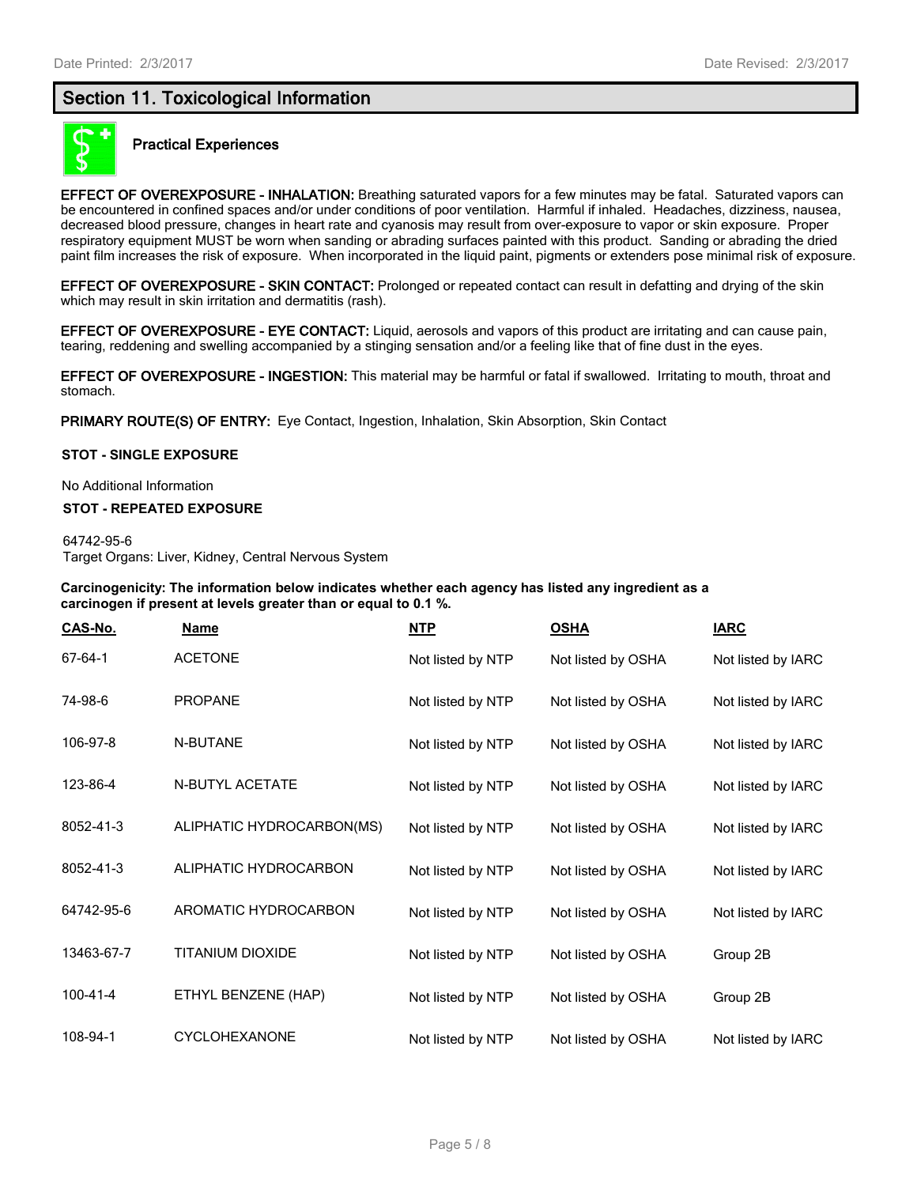## Section 11. Toxicological Information

### Practical Experiences

**EFFECT OF OVEREXPOSURE - INHALATION:** Breathing saturated vapors for a few minutes may be fatal. Saturated vapors can be encountered in confined spaces and/or under conditions of poor ventilation. Harmful if inhaled. Headaches, dizziness, nausea, decreased blood pressure, changes in heart rate and cyanosis may result from over-exposure to vapor or skin exposure. Proper respiratory equipment MUST be worn when sanding or abrading surfaces painted with this product. Sanding or abrading the dried paint film increases the risk of exposure. When incorporated in the liquid paint, pigments or extenders pose minimal risk of exposure.

**EFFECT OF OVEREXPOSURE - SKIN CONTACT:** Prolonged or repeated contact can result in defatting and drying of the skin which may result in skin irritation and dermatitis (rash).

**EFFECT OF OVEREXPOSURE - EYE CONTACT:** Liquid, aerosols and vapors of this product are irritating and can cause pain, tearing, reddening and swelling accompanied by a stinging sensation and/or a feeling like that of fine dust in the eyes.

**EFFECT OF OVEREXPOSURE - INGESTION:** This material may be harmful or fatal if swallowed. Irritating to mouth, throat and stomach.

**PRIMARY ROUTE(S) OF ENTRY:** Eye Contact, Ingestion, Inhalation, Skin Absorption, Skin Contact

**STOT - SINGLE EXPOSURE**

No Additional Information

**STOT - REPEATED EXPOSURE**

64742-95-6
Target Organs: Liver, Kidney, Central Nervous System

**Carcinogenicity: The information below indicates whether each agency has listed any ingredient as a carcinogen if present at levels greater than or equal to 0.1 %.**

| CAS-No. | Name | NTP | OSHA | IARC |
|---|---|---|---|---|
| 67-64-1 | ACETONE | Not listed by NTP | Not listed by OSHA | Not listed by IARC |
| 74-98-6 | PROPANE | Not listed by NTP | Not listed by OSHA | Not listed by IARC |
| 106-97-8 | N-BUTANE | Not listed by NTP | Not listed by OSHA | Not listed by IARC |
| 123-86-4 | N-BUTYL ACETATE | Not listed by NTP | Not listed by OSHA | Not listed by IARC |
| 8052-41-3 | ALIPHATIC HYDROCARBON(MS) | Not listed by NTP | Not listed by OSHA | Not listed by IARC |
| 8052-41-3 | ALIPHATIC HYDROCARBON | Not listed by NTP | Not listed by OSHA | Not listed by IARC |
| 64742-95-6 | AROMATIC HYDROCARBON | Not listed by NTP | Not listed by OSHA | Not listed by IARC |
| 13463-67-7 | TITANIUM DIOXIDE | Not listed by NTP | Not listed by OSHA | Group 2B |
| 100-41-4 | ETHYL BENZENE (HAP) | Not listed by NTP | Not listed by OSHA | Group 2B |
| 108-94-1 | CYCLOHEXANONE | Not listed by NTP | Not listed by OSHA | Not listed by IARC |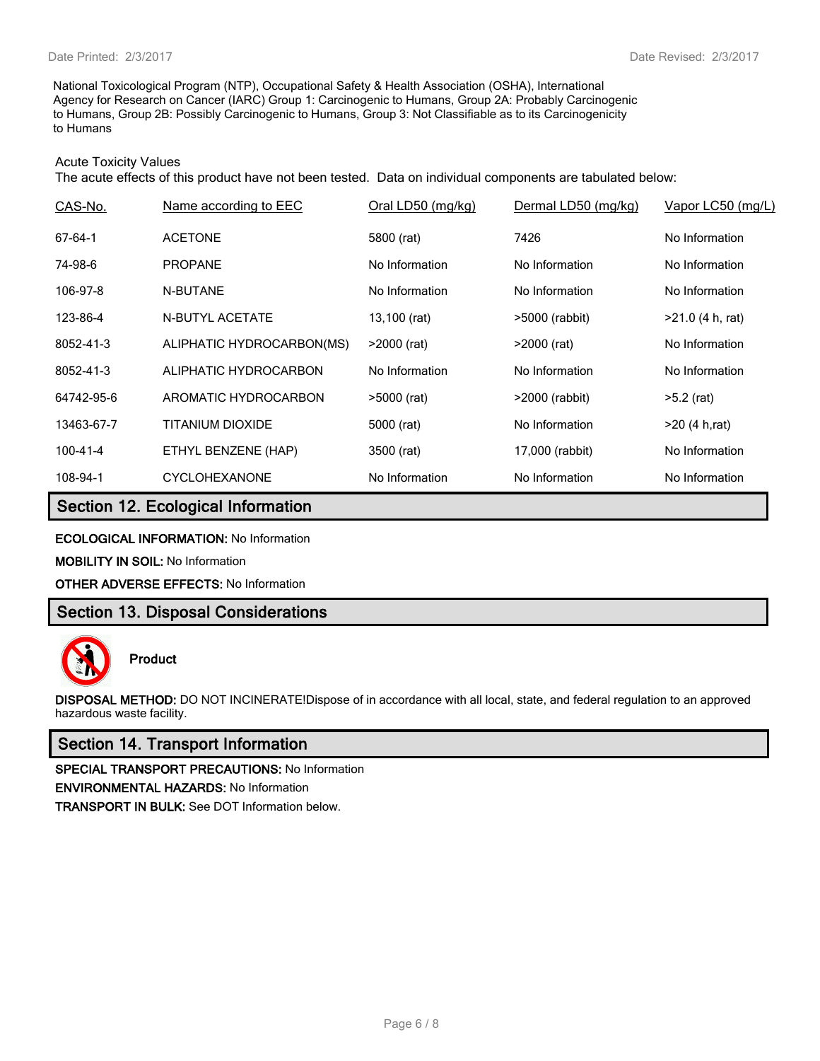National Toxicological Program (NTP), Occupational Safety & Health Association (OSHA), International Agency for Research on Cancer (IARC) Group 1: Carcinogenic to Humans, Group 2A: Probably Carcinogenic to Humans, Group 2B: Possibly Carcinogenic to Humans, Group 3: Not Classifiable as to its Carcinogenicity to Humans

Acute Toxicity Values

The acute effects of this product have not been tested. Data on individual components are tabulated below:

| CAS-No. | Name according to EEC | Oral LD50 (mg/kg) | Dermal LD50 (mg/kg) | Vapor LC50 (mg/L) |
|---|---|---|---|---|
| 67-64-1 | ACETONE | 5800 (rat) | 7426 | No Information |
| 74-98-6 | PROPANE | No Information | No Information | No Information |
| 106-97-8 | N-BUTANE | No Information | No Information | No Information |
| 123-86-4 | N-BUTYL ACETATE | 13,100 (rat) | >5000 (rabbit) | >21.0 (4 h, rat) |
| 8052-41-3 | ALIPHATIC HYDROCARBON(MS) | >2000 (rat) | >2000 (rat) | No Information |
| 8052-41-3 | ALIPHATIC HYDROCARBON | No Information | No Information | No Information |
| 64742-95-6 | AROMATIC HYDROCARBON | >5000 (rat) | >2000 (rabbit) | >5.2 (rat) |
| 13463-67-7 | TITANIUM DIOXIDE | 5000 (rat) | No Information | >20 (4 h,rat) |
| 100-41-4 | ETHYL BENZENE (HAP) | 3500 (rat) | 17,000 (rabbit) | No Information |
| 108-94-1 | CYCLOHEXANONE | No Information | No Information | No Information |

## Section 12. Ecological Information

**ECOLOGICAL INFORMATION:** No Information

**MOBILITY IN SOIL:** No Information

**OTHER ADVERSE EFFECTS:** No Information

## Section 13. Disposal Considerations

**Product**

**DISPOSAL METHOD:** DO NOT INCINERATE!Dispose of in accordance with all local, state, and federal regulation to an approved hazardous waste facility.

## Section 14. Transport Information

**SPECIAL TRANSPORT PRECAUTIONS:** No Information

**ENVIRONMENTAL HAZARDS:** No Information

**TRANSPORT IN BULK:** See DOT Information below.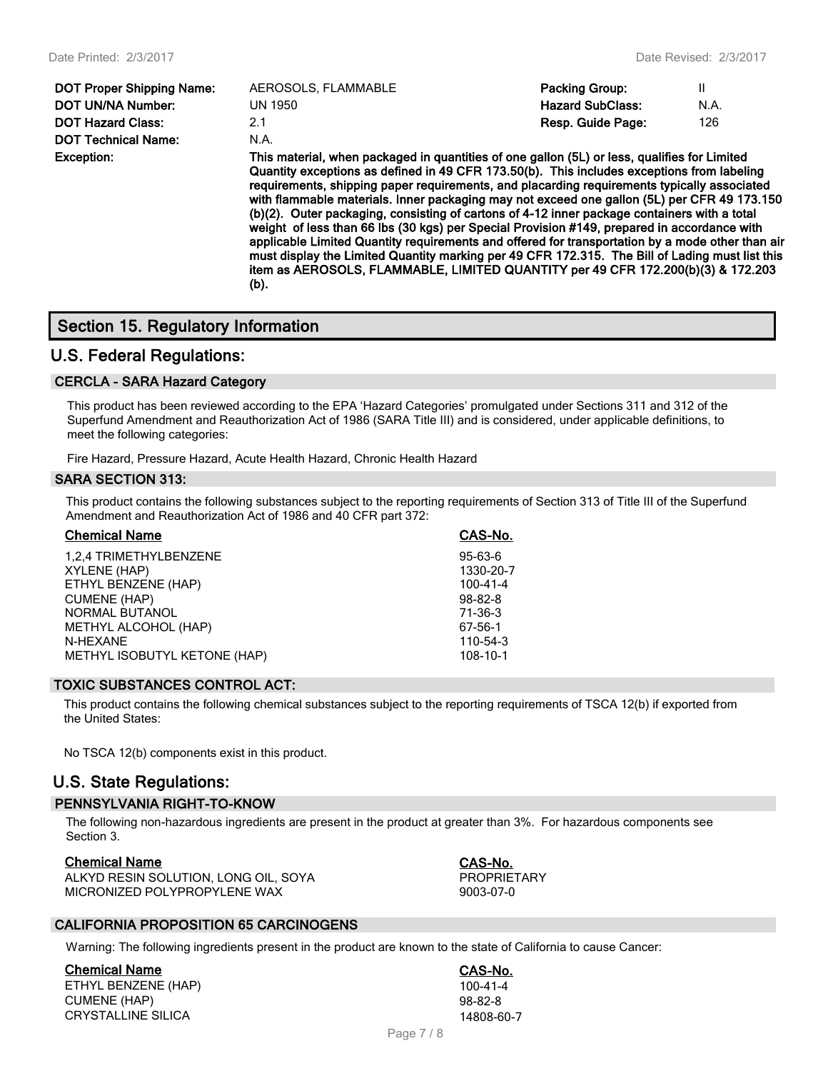| | | | |
|---|---|---|---|
| **DOT Proper Shipping Name:** | AEROSOLS, FLAMMABLE | **Packing Group:** | II |
| **DOT UN/NA Number:** | UN 1950 | **Hazard SubClass:** | N.A. |
| **DOT Hazard Class:** | 2.1 | **Resp. Guide Page:** | 126 |
| **DOT Technical Name:** | N.A. | | |

**Exception:** **This material, when packaged in quantities of one gallon (5L) or less, qualifies for Limited Quantity exceptions as defined in 49 CFR 173.50(b). This includes exceptions from labeling requirements, shipping paper requirements, and placarding requirements typically associated with flammable materials. Inner packaging may not exceed one gallon (5L) per CFR 49 173.150 (b)(2). Outer packaging, consisting of cartons of 4-12 inner package containers with a total weight of less than 66 lbs (30 kgs) per Special Provision #149, prepared in accordance with applicable Limited Quantity requirements and offered for transportation by a mode other than air must display the Limited Quantity marking per 49 CFR 172.315. The Bill of Lading must list this item as AEROSOLS, FLAMMABLE, LIMITED QUANTITY per 49 CFR 172.200(b)(3) & 172.203 (b).**

# Section 15. Regulatory Information

## U.S. Federal Regulations:

### CERCLA - SARA Hazard Category

This product has been reviewed according to the EPA 'Hazard Categories' promulgated under Sections 311 and 312 of the Superfund Amendment and Reauthorization Act of 1986 (SARA Title III) and is considered, under applicable definitions, to meet the following categories:

Fire Hazard, Pressure Hazard, Acute Health Hazard, Chronic Health Hazard

### SARA SECTION 313:

This product contains the following substances subject to the reporting requirements of Section 313 of Title III of the Superfund Amendment and Reauthorization Act of 1986 and 40 CFR part 372:

| Chemical Name | CAS-No. |
|---|---|
| 1,2,4 TRIMETHYLBENZENE | 95-63-6 |
| XYLENE (HAP) | 1330-20-7 |
| ETHYL BENZENE (HAP) | 100-41-4 |
| CUMENE (HAP) | 98-82-8 |
| NORMAL BUTANOL | 71-36-3 |
| METHYL ALCOHOL (HAP) | 67-56-1 |
| N-HEXANE | 110-54-3 |
| METHYL ISOBUTYL KETONE (HAP) | 108-10-1 |

### TOXIC SUBSTANCES CONTROL ACT:

This product contains the following chemical substances subject to the reporting requirements of TSCA 12(b) if exported from the United States:

No TSCA 12(b) components exist in this product.

## U.S. State Regulations:

### PENNSYLVANIA RIGHT-TO-KNOW

The following non-hazardous ingredients are present in the product at greater than 3%. For hazardous components see Section 3.

| Chemical Name | CAS-No. |
|---|---|
| ALKYD RESIN SOLUTION, LONG OIL, SOYA | PROPRIETARY |
| MICRONIZED POLYPROPYLENE WAX | 9003-07-0 |

### CALIFORNIA PROPOSITION 65 CARCINOGENS

Warning: The following ingredients present in the product are known to the state of California to cause Cancer:

| Chemical Name | CAS-No. |
|---|---|
| ETHYL BENZENE (HAP) | 100-41-4 |
| CUMENE (HAP) | 98-82-8 |
| CRYSTALLINE SILICA | 14808-60-7 |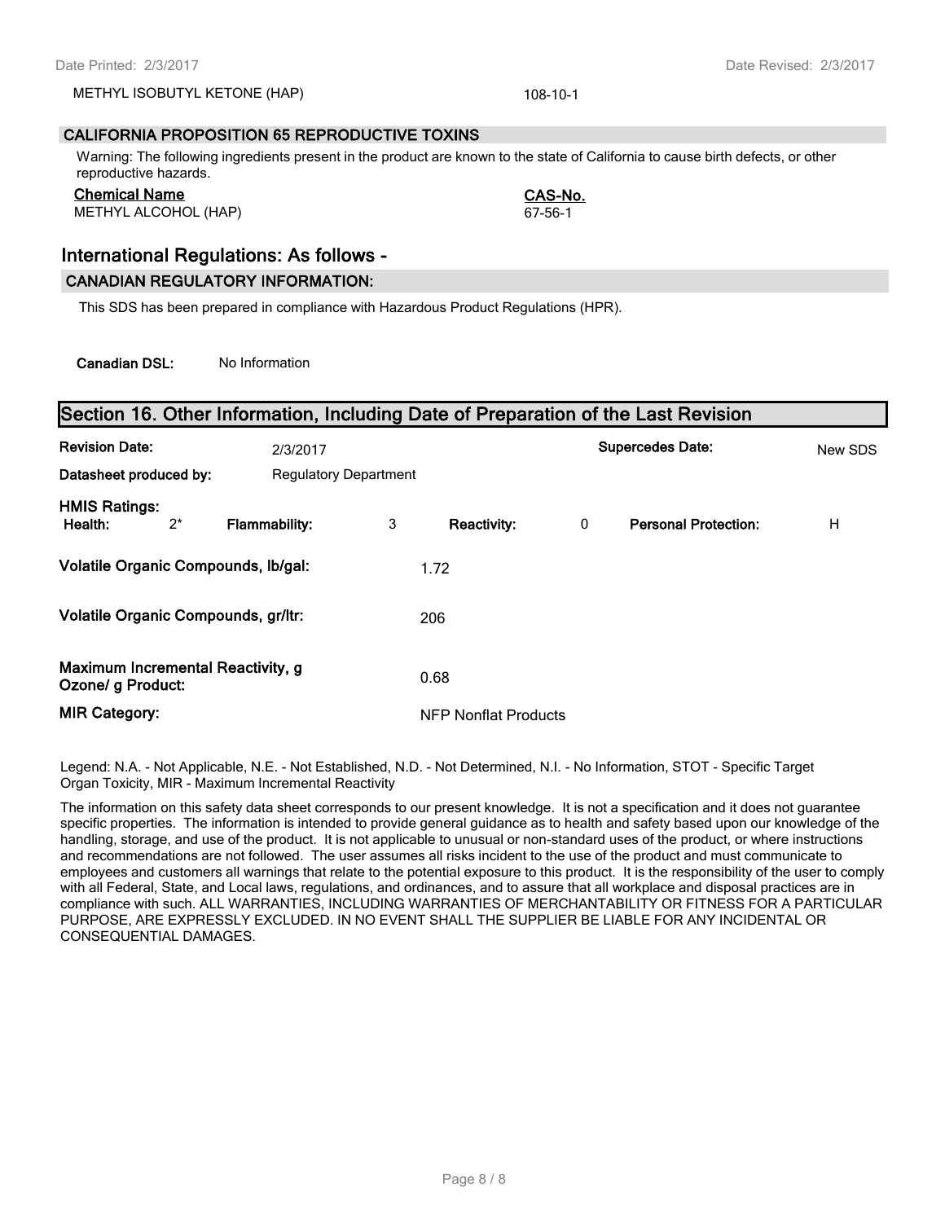| | |
|---|---|
| METHYL ISOBUTYL KETONE (HAP) | 108-10-1 |

### CALIFORNIA PROPOSITION 65 REPRODUCTIVE TOXINS

Warning: The following ingredients present in the product are known to the state of California to cause birth defects, or other reproductive hazards.

| Chemical Name | CAS-No. |
|---|---|
| METHYL ALCOHOL (HAP) | 67-56-1 |

## International Regulations: As follows -

### CANADIAN REGULATORY INFORMATION:

This SDS has been prepared in compliance with Hazardous Product Regulations (HPR).

**Canadian DSL:** No Information

## Section 16. Other Information, Including Date of Preparation of the Last Revision

**Revision Date:** 2/3/2017 **Supercedes Date:** New SDS

**Datasheet produced by:** Regulatory Department

**HMIS Ratings:**

| Health: | Flammability: | Reactivity: | Personal Protection: |
|---|---|---|---|
| 2* | 3 | 0 | H |

**Volatile Organic Compounds, lb/gal:** 1.72

**Volatile Organic Compounds, gr/ltr:** 206

**Maximum Incremental Reactivity, g Ozone/ g Product:** 0.68

**MIR Category:** NFP Nonflat Products

Legend: N.A. - Not Applicable, N.E. - Not Established, N.D. - Not Determined, N.I. - No Information, STOT - Specific Target Organ Toxicity, MIR - Maximum Incremental Reactivity

The information on this safety data sheet corresponds to our present knowledge. It is not a specification and it does not guarantee specific properties. The information is intended to provide general guidance as to health and safety based upon our knowledge of the handling, storage, and use of the product. It is not applicable to unusual or non-standard uses of the product, or where instructions and recommendations are not followed. The user assumes all risks incident to the use of the product and must communicate to employees and customers all warnings that relate to the potential exposure to this product. It is the responsibility of the user to comply with all Federal, State, and Local laws, regulations, and ordinances, and to assure that all workplace and disposal practices are in compliance with such. ALL WARRANTIES, INCLUDING WARRANTIES OF MERCHANTABILITY OR FITNESS FOR A PARTICULAR PURPOSE, ARE EXPRESSLY EXCLUDED. IN NO EVENT SHALL THE SUPPLIER BE LIABLE FOR ANY INCIDENTAL OR CONSEQUENTIAL DAMAGES.